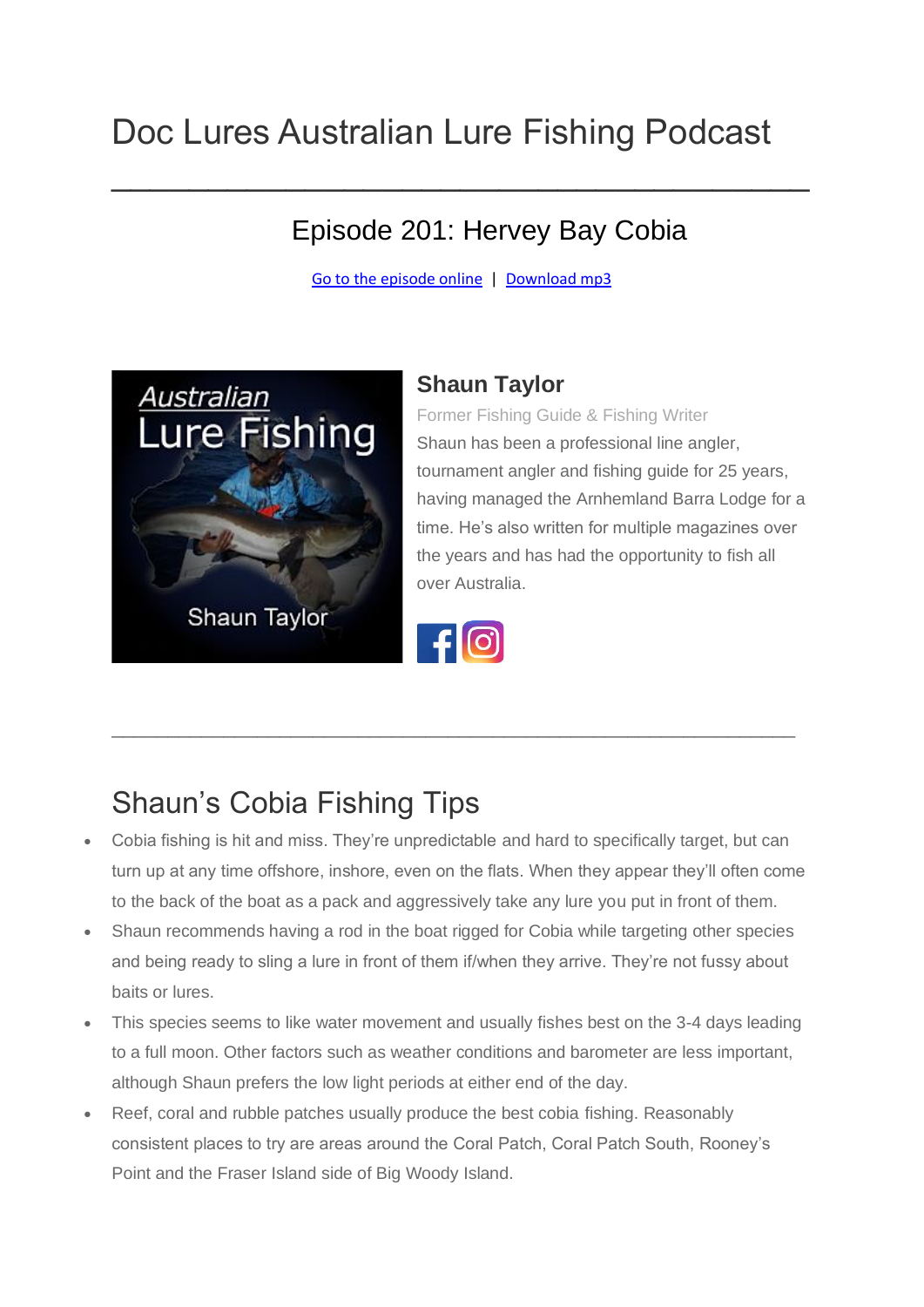# Doc Lures Australian Lure Fishing Podcast

---

## Episode 201: Hervey Bay Cobia

Go to the episode online | Download mp3

### Shaun Taylor

Former Fishing Guide & Fishing Writer

Shaun has been a professional line angler, tournament angler and fishing guide for 25 years, having managed the Arnhemland Barra Lodge for a time. He's also written for multiple magazines over the years and has had the opportunity to fish all over Australia.

---

## Shaun's Cobia Fishing Tips

- Cobia fishing is hit and miss. They're unpredictable and hard to specifically target, but can turn up at any time offshore, inshore, even on the flats. When they appear they'll often come to the back of the boat as a pack and aggressively take any lure you put in front of them.
- Shaun recommends having a rod in the boat rigged for Cobia while targeting other species and being ready to sling a lure in front of them if/when they arrive. They're not fussy about baits or lures.
- This species seems to like water movement and usually fishes best on the 3-4 days leading to a full moon. Other factors such as weather conditions and barometer are less important, although Shaun prefers the low light periods at either end of the day.
- Reef, coral and rubble patches usually produce the best cobia fishing. Reasonably consistent places to try are areas around the Coral Patch, Coral Patch South, Rooney's Point and the Fraser Island side of Big Woody Island.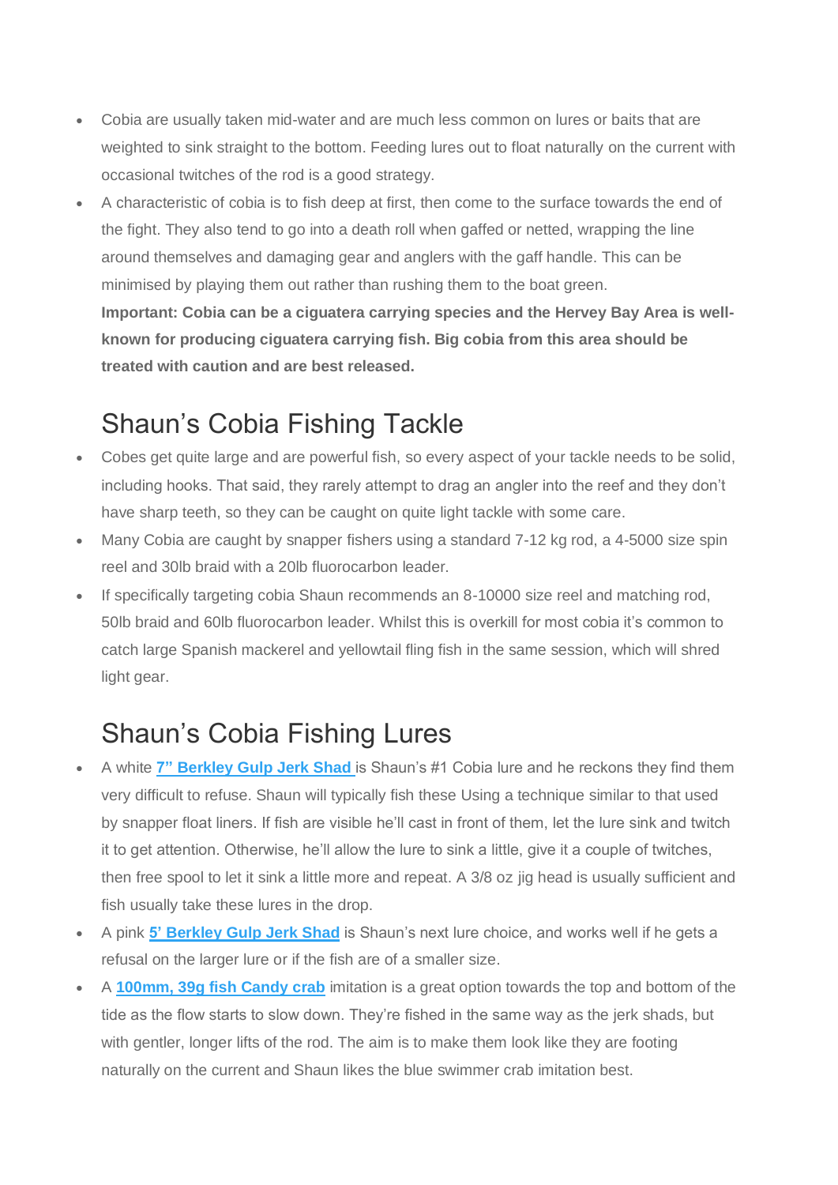- Cobia are usually taken mid-water and are much less common on lures or baits that are weighted to sink straight to the bottom. Feeding lures out to float naturally on the current with occasional twitches of the rod is a good strategy.
- A characteristic of cobia is to fish deep at first, then come to the surface towards the end of the fight. They also tend to go into a death roll when gaffed or netted, wrapping the line around themselves and damaging gear and anglers with the gaff handle. This can be minimised by playing them out rather than rushing them to the boat green.
  **Important: Cobia can be a ciguatera carrying species and the Hervey Bay Area is well-known for producing ciguatera carrying fish. Big cobia from this area should be treated with caution and are best released.**

## Shaun's Cobia Fishing Tackle

- Cobes get quite large and are powerful fish, so every aspect of your tackle needs to be solid, including hooks. That said, they rarely attempt to drag an angler into the reef and they don't have sharp teeth, so they can be caught on quite light tackle with some care.
- Many Cobia are caught by snapper fishers using a standard 7-12 kg rod, a 4-5000 size spin reel and 30lb braid with a 20lb fluorocarbon leader.
- If specifically targeting cobia Shaun recommends an 8-10000 size reel and matching rod, 50lb braid and 60lb fluorocarbon leader. Whilst this is overkill for most cobia it's common to catch large Spanish mackerel and yellowtail fling fish in the same session, which will shred light gear.

## Shaun's Cobia Fishing Lures

- A white **7" Berkley Gulp Jerk Shad** is Shaun's #1 Cobia lure and he reckons they find them very difficult to refuse. Shaun will typically fish these Using a technique similar to that used by snapper float liners. If fish are visible he'll cast in front of them, let the lure sink and twitch it to get attention. Otherwise, he'll allow the lure to sink a little, give it a couple of twitches, then free spool to let it sink a little more and repeat. A 3/8 oz jig head is usually sufficient and fish usually take these lures in the drop.
- A pink **5' Berkley Gulp Jerk Shad** is Shaun's next lure choice, and works well if he gets a refusal on the larger lure or if the fish are of a smaller size.
- A **100mm, 39g fish Candy crab** imitation is a great option towards the top and bottom of the tide as the flow starts to slow down. They're fished in the same way as the jerk shads, but with gentler, longer lifts of the rod. The aim is to make them look like they are footing naturally on the current and Shaun likes the blue swimmer crab imitation best.